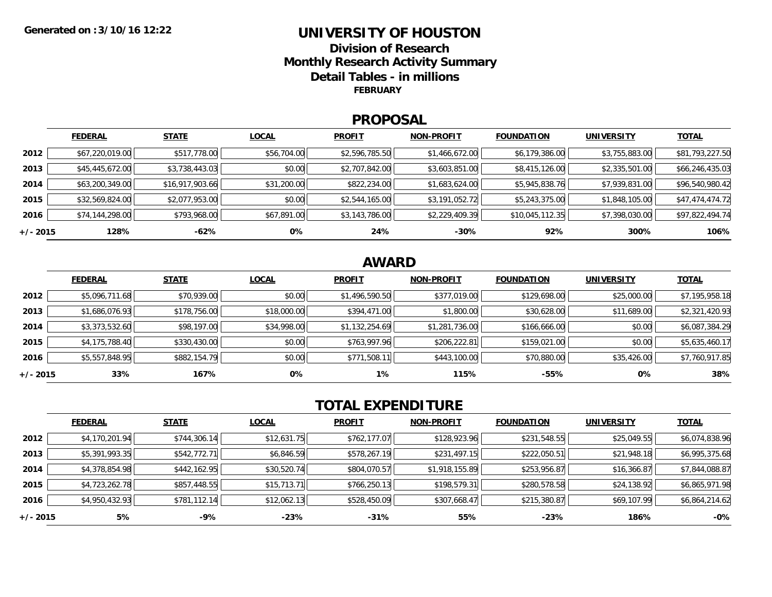Generated on : 3/10/16 12:22

# UNIVERSITY OF HOUSTON

## Division of Research

## Monthly Research Activity Summary

## Detail Tables - in millions

**FEBRUARY**

## PROPOSAL

| | FEDERAL | STATE | LOCAL | PROFIT | NON-PROFIT | FOUNDATION | UNIVERSITY | TOTAL |
|---|---|---|---|---|---|---|---|---|
| 2012 | $67,220,019.00 | $517,778.00 | $56,704.00 | $2,596,785.50 | $1,466,672.00 | $6,179,386.00 | $3,755,883.00 | $81,793,227.50 |
| 2013 | $45,445,672.00 | $3,738,443.03 | $0.00 | $2,707,842.00 | $3,603,851.00 | $8,415,126.00 | $2,335,501.00 | $66,246,435.03 |
| 2014 | $63,200,349.00 | $16,917,903.66 | $31,200.00 | $822,234.00 | $1,683,624.00 | $5,945,838.76 | $7,939,831.00 | $96,540,980.42 |
| 2015 | $32,569,824.00 | $2,077,953.00 | $0.00 | $2,544,165.00 | $3,191,052.72 | $5,243,375.00 | $1,848,105.00 | $47,474,474.72 |
| 2016 | $74,144,298.00 | $793,968.00 | $67,891.00 | $3,143,786.00 | $2,229,409.39 | $10,045,112.35 | $7,398,030.00 | $97,822,494.74 |
| +/- 2015 | **128%** | **-62%** | **0%** | **24%** | **-30%** | **92%** | **300%** | **106%** |

## AWARD

| | FEDERAL | STATE | LOCAL | PROFIT | NON-PROFIT | FOUNDATION | UNIVERSITY | TOTAL |
|---|---|---|---|---|---|---|---|---|
| 2012 | $5,096,711.68 | $70,939.00 | $0.00 | $1,496,590.50 | $377,019.00 | $129,698.00 | $25,000.00 | $7,195,958.18 |
| 2013 | $1,686,076.93 | $178,756.00 | $18,000.00 | $394,471.00 | $1,800.00 | $30,628.00 | $11,689.00 | $2,321,420.93 |
| 2014 | $3,373,532.60 | $98,197.00 | $34,998.00 | $1,132,254.69 | $1,281,736.00 | $166,666.00 | $0.00 | $6,087,384.29 |
| 2015 | $4,175,788.40 | $330,430.00 | $0.00 | $763,997.96 | $206,222.81 | $159,021.00 | $0.00 | $5,635,460.17 |
| 2016 | $5,557,848.95 | $882,154.79 | $0.00 | $771,508.11 | $443,100.00 | $70,880.00 | $35,426.00 | $7,760,917.85 |
| +/- 2015 | **33%** | **167%** | **0%** | **1%** | **115%** | **-55%** | **0%** | **38%** |

## TOTAL EXPENDITURE

| | FEDERAL | STATE | LOCAL | PROFIT | NON-PROFIT | FOUNDATION | UNIVERSITY | TOTAL |
|---|---|---|---|---|---|---|---|---|
| 2012 | $4,170,201.94 | $744,306.14 | $12,631.75 | $762,177.07 | $128,923.96 | $231,548.55 | $25,049.55 | $6,074,838.96 |
| 2013 | $5,391,993.35 | $542,772.71 | $6,846.59 | $578,267.19 | $231,497.15 | $222,050.51 | $21,948.18 | $6,995,375.68 |
| 2014 | $4,378,854.98 | $442,162.95 | $30,520.74 | $804,070.57 | $1,918,155.89 | $253,956.87 | $16,366.87 | $7,844,088.87 |
| 2015 | $4,723,262.78 | $857,448.55 | $15,713.71 | $766,250.13 | $198,579.31 | $280,578.58 | $24,138.92 | $6,865,971.98 |
| 2016 | $4,950,432.93 | $781,112.14 | $12,062.13 | $528,450.09 | $307,668.47 | $215,380.87 | $69,107.99 | $6,864,214.62 |
| +/- 2015 | **5%** | **-9%** | **-23%** | **-31%** | **55%** | **-23%** | **186%** | **-0%** |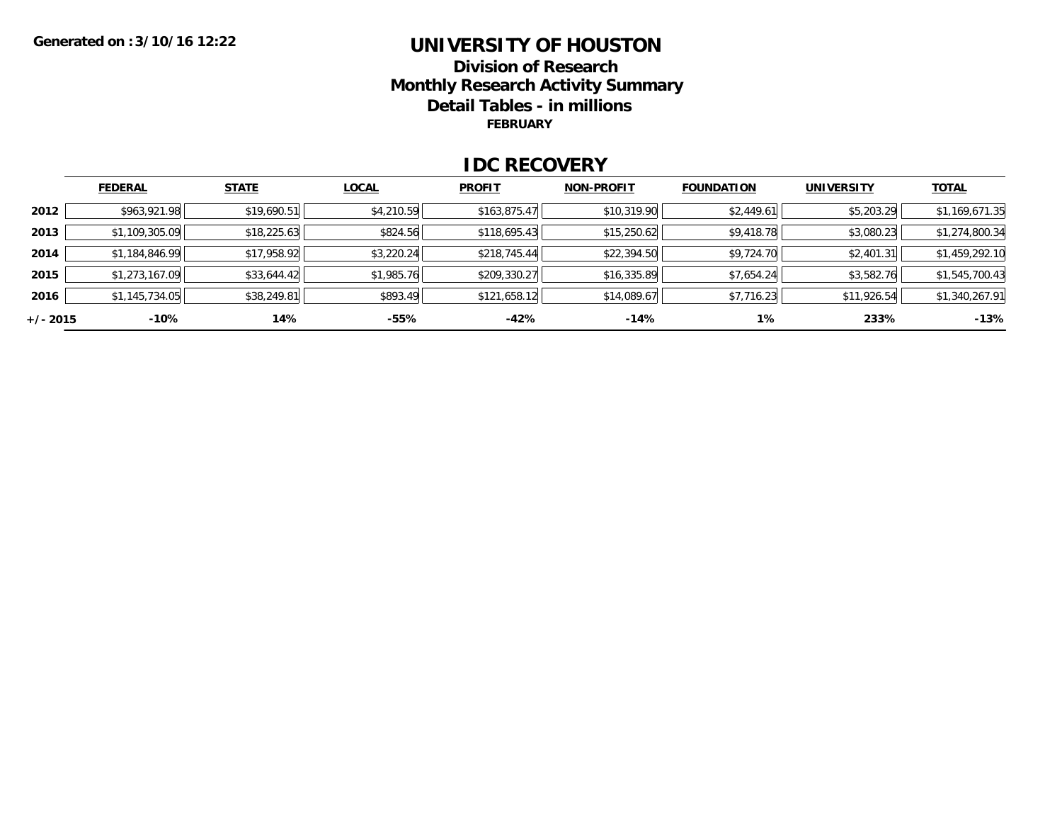Generated on : 3/10/16 12:22

# UNIVERSITY OF HOUSTON

## Division of Research

## Monthly Research Activity Summary

## Detail Tables - in millions

**FEBRUARY**

## IDC RECOVERY

| | FEDERAL | STATE | LOCAL | PROFIT | NON-PROFIT | FOUNDATION | UNIVERSITY | TOTAL |
|---|---|---|---|---|---|---|---|---|
| **2012** | $963,921.98 | $19,690.51 | $4,210.59 | $163,875.47 | $10,319.90 | $2,449.61 | $5,203.29 | $1,169,671.35 |
| **2013** | $1,109,305.09 | $18,225.63 | $824.56 | $118,695.43 | $15,250.62 | $9,418.78 | $3,080.23 | $1,274,800.34 |
| **2014** | $1,184,846.99 | $17,958.92 | $3,220.24 | $218,745.44 | $22,394.50 | $9,724.70 | $2,401.31 | $1,459,292.10 |
| **2015** | $1,273,167.09 | $33,644.42 | $1,985.76 | $209,330.27 | $16,335.89 | $7,654.24 | $3,582.76 | $1,545,700.43 |
| **2016** | $1,145,734.05 | $38,249.81 | $893.49 | $121,658.12 | $14,089.67 | $7,716.23 | $11,926.54 | $1,340,267.91 |
| **+/- 2015** | **-10%** | **14%** | **-55%** | **-42%** | **-14%** | **1%** | **233%** | **-13%** |